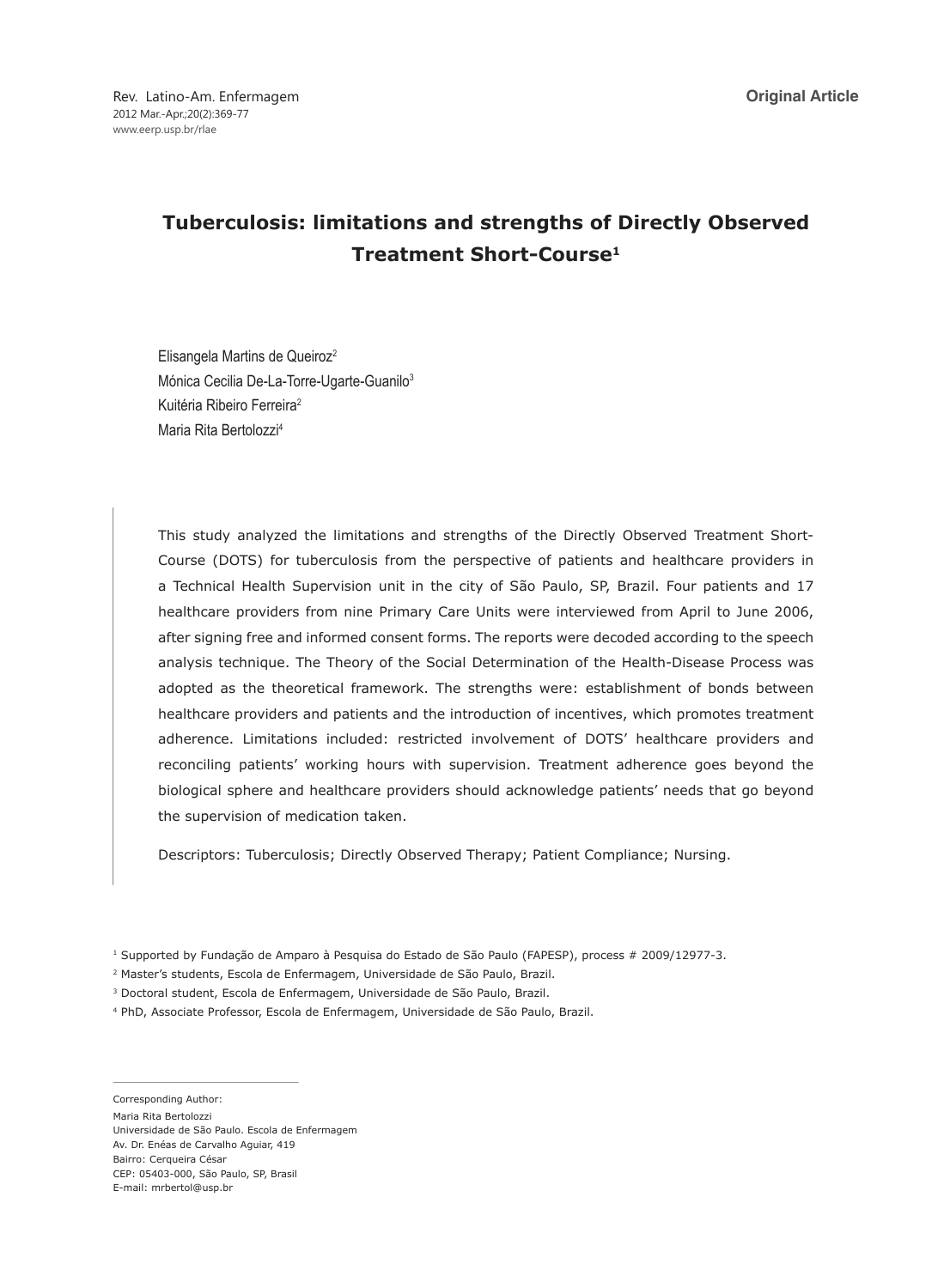Original Article

# Tuberculosis: limitations and strengths of Directly Observed Treatment Short-Course[1]

Elisangela Martins de Queiroz[2]
Mónica Cecilia De-La-Torre-Ugarte-Guanilo[3]
Kuitéria Ribeiro Ferreira[2]
Maria Rita Bertolozzi[4]

This study analyzed the limitations and strengths of the Directly Observed Treatment Short-Course (DOTS) for tuberculosis from the perspective of patients and healthcare providers in a Technical Health Supervision unit in the city of São Paulo, SP, Brazil. Four patients and 17 healthcare providers from nine Primary Care Units were interviewed from April to June 2006, after signing free and informed consent forms. The reports were decoded according to the speech analysis technique. The Theory of the Social Determination of the Health-Disease Process was adopted as the theoretical framework. The strengths were: establishment of bonds between healthcare providers and patients and the introduction of incentives, which promotes treatment adherence. Limitations included: restricted involvement of DOTS' healthcare providers and reconciling patients' working hours with supervision. Treatment adherence goes beyond the biological sphere and healthcare providers should acknowledge patients' needs that go beyond the supervision of medication taken.

Descriptors: Tuberculosis; Directly Observed Therapy; Patient Compliance; Nursing.

[1] Supported by Fundação de Amparo à Pesquisa do Estado de São Paulo (FAPESP), process # 2009/12977-3.

[2] Master's students, Escola de Enfermagem, Universidade de São Paulo, Brazil.

[3] Doctoral student, Escola de Enfermagem, Universidade de São Paulo, Brazil.

[4] PhD, Associate Professor, Escola de Enfermagem, Universidade de São Paulo, Brazil.

Corresponding Author:
Maria Rita Bertolozzi
Universidade de São Paulo. Escola de Enfermagem
Av. Dr. Enéas de Carvalho Aguiar, 419
Bairro: Cerqueira César
CEP: 05403-000, São Paulo, SP, Brasil
E-mail: mrbertol@usp.br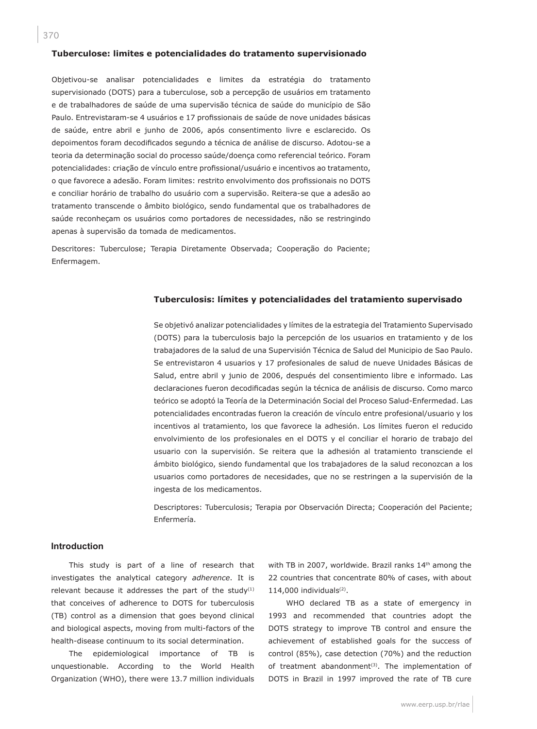### Tuberculose: limites e potencialidades do tratamento supervisionado

Objetivou-se analisar potencialidades e limites da estratégia do tratamento supervisionado (DOTS) para a tuberculose, sob a percepção de usuários em tratamento e de trabalhadores de saúde de uma supervisão técnica de saúde do município de São Paulo. Entrevistaram-se 4 usuários e 17 profissionais de saúde de nove unidades básicas de saúde, entre abril e junho de 2006, após consentimento livre e esclarecido. Os depoimentos foram decodificados segundo a técnica de análise de discurso. Adotou-se a teoria da determinação social do processo saúde/doença como referencial teórico. Foram potencialidades: criação de vínculo entre profissional/usuário e incentivos ao tratamento, o que favorece a adesão. Foram limites: restrito envolvimento dos profissionais no DOTS e conciliar horário de trabalho do usuário com a supervisão. Reitera-se que a adesão ao tratamento transcende o âmbito biológico, sendo fundamental que os trabalhadores de saúde reconheçam os usuários como portadores de necessidades, não se restringindo apenas à supervisão da tomada de medicamentos.

Descritores: Tuberculose; Terapia Diretamente Observada; Cooperação do Paciente; Enfermagem.

### Tuberculosis: límites y potencialidades del tratamiento supervisado

Se objetivó analizar potencialidades y límites de la estrategia del Tratamiento Supervisado (DOTS) para la tuberculosis bajo la percepción de los usuarios en tratamiento y de los trabajadores de la salud de una Supervisión Técnica de Salud del Municipio de Sao Paulo. Se entrevistaron 4 usuarios y 17 profesionales de salud de nueve Unidades Básicas de Salud, entre abril y junio de 2006, después del consentimiento libre e informado. Las declaraciones fueron decodificadas según la técnica de análisis de discurso. Como marco teórico se adoptó la Teoría de la Determinación Social del Proceso Salud-Enfermedad. Las potencialidades encontradas fueron la creación de vínculo entre profesional/usuario y los incentivos al tratamiento, los que favorece la adhesión. Los límites fueron el reducido envolvimiento de los profesionales en el DOTS y el conciliar el horario de trabajo del usuario con la supervisión. Se reitera que la adhesión al tratamiento transciende el ámbito biológico, siendo fundamental que los trabajadores de la salud reconozcan a los usuarios como portadores de necesidades, que no se restringen a la supervisión de la ingesta de los medicamentos.

Descriptores: Tuberculosis; Terapia por Observación Directa; Cooperación del Paciente; Enfermería.

## Introduction

This study is part of a line of research that investigates the analytical category *adherence*. It is relevant because it addresses the part of the study[1] that conceives of adherence to DOTS for tuberculosis (TB) control as a dimension that goes beyond clinical and biological aspects, moving from multi-factors of the health-disease continuum to its social determination.

The epidemiological importance of TB is unquestionable. According to the World Health Organization (WHO), there were 13.7 million individuals with TB in 2007, worldwide. Brazil ranks 14th among the 22 countries that concentrate 80% of cases, with about 114,000 individuals[2].

WHO declared TB as a state of emergency in 1993 and recommended that countries adopt the DOTS strategy to improve TB control and ensure the achievement of established goals for the success of control (85%), case detection (70%) and the reduction of treatment abandonment[3]. The implementation of DOTS in Brazil in 1997 improved the rate of TB cure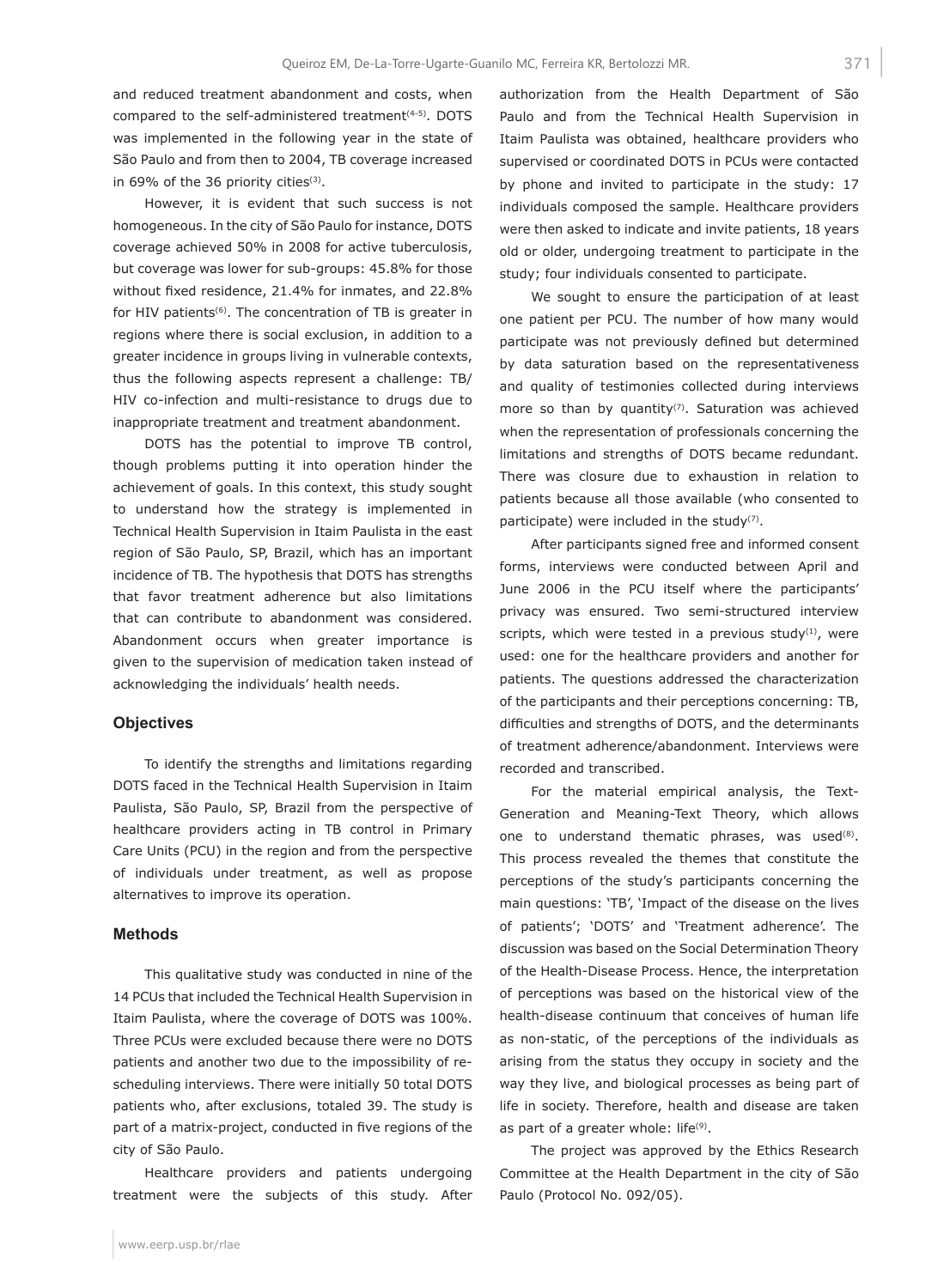and reduced treatment abandonment and costs, when compared to the self-administered treatment[4-5]. DOTS was implemented in the following year in the state of São Paulo and from then to 2004, TB coverage increased in 69% of the 36 priority cities[3].

However, it is evident that such success is not homogeneous. In the city of São Paulo for instance, DOTS coverage achieved 50% in 2008 for active tuberculosis, but coverage was lower for sub-groups: 45.8% for those without fixed residence, 21.4% for inmates, and 22.8% for HIV patients[6]. The concentration of TB is greater in regions where there is social exclusion, in addition to a greater incidence in groups living in vulnerable contexts, thus the following aspects represent a challenge: TB/HIV co-infection and multi-resistance to drugs due to inappropriate treatment and treatment abandonment.

DOTS has the potential to improve TB control, though problems putting it into operation hinder the achievement of goals. In this context, this study sought to understand how the strategy is implemented in Technical Health Supervision in Itaim Paulista in the east region of São Paulo, SP, Brazil, which has an important incidence of TB. The hypothesis that DOTS has strengths that favor treatment adherence but also limitations that can contribute to abandonment was considered. Abandonment occurs when greater importance is given to the supervision of medication taken instead of acknowledging the individuals' health needs.

## Objectives

To identify the strengths and limitations regarding DOTS faced in the Technical Health Supervision in Itaim Paulista, São Paulo, SP, Brazil from the perspective of healthcare providers acting in TB control in Primary Care Units (PCU) in the region and from the perspective of individuals under treatment, as well as propose alternatives to improve its operation.

## Methods

This qualitative study was conducted in nine of the 14 PCUs that included the Technical Health Supervision in Itaim Paulista, where the coverage of DOTS was 100%. Three PCUs were excluded because there were no DOTS patients and another two due to the impossibility of re-scheduling interviews. There were initially 50 total DOTS patients who, after exclusions, totaled 39. The study is part of a matrix-project, conducted in five regions of the city of São Paulo.

Healthcare providers and patients undergoing treatment were the subjects of this study. After authorization from the Health Department of São Paulo and from the Technical Health Supervision in Itaim Paulista was obtained, healthcare providers who supervised or coordinated DOTS in PCUs were contacted by phone and invited to participate in the study: 17 individuals composed the sample. Healthcare providers were then asked to indicate and invite patients, 18 years old or older, undergoing treatment to participate in the study; four individuals consented to participate.

We sought to ensure the participation of at least one patient per PCU. The number of how many would participate was not previously defined but determined by data saturation based on the representativeness and quality of testimonies collected during interviews more so than by quantity[7]. Saturation was achieved when the representation of professionals concerning the limitations and strengths of DOTS became redundant. There was closure due to exhaustion in relation to patients because all those available (who consented to participate) were included in the study[7].

After participants signed free and informed consent forms, interviews were conducted between April and June 2006 in the PCU itself where the participants' privacy was ensured. Two semi-structured interview scripts, which were tested in a previous study[1], were used: one for the healthcare providers and another for patients. The questions addressed the characterization of the participants and their perceptions concerning: TB, difficulties and strengths of DOTS, and the determinants of treatment adherence/abandonment. Interviews were recorded and transcribed.

For the material empirical analysis, the Text-Generation and Meaning-Text Theory, which allows one to understand thematic phrases, was used[8]. This process revealed the themes that constitute the perceptions of the study's participants concerning the main questions: 'TB', 'Impact of the disease on the lives of patients'; 'DOTS' and 'Treatment adherence'. The discussion was based on the Social Determination Theory of the Health-Disease Process. Hence, the interpretation of perceptions was based on the historical view of the health-disease continuum that conceives of human life as non-static, of the perceptions of the individuals as arising from the status they occupy in society and the way they live, and biological processes as being part of life in society. Therefore, health and disease are taken as part of a greater whole: life[9].

The project was approved by the Ethics Research Committee at the Health Department in the city of São Paulo (Protocol No. 092/05).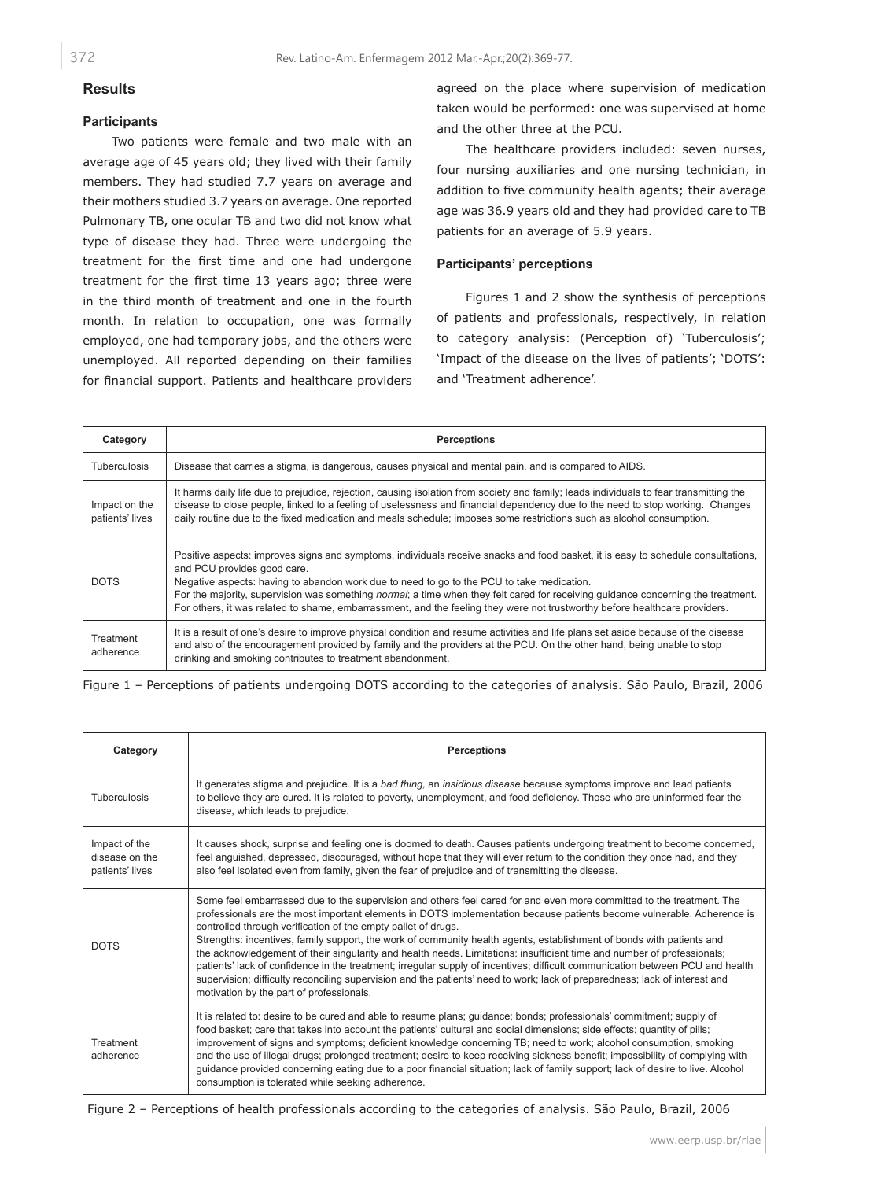## Results

### Participants

Two patients were female and two male with an average age of 45 years old; they lived with their family members. They had studied 7.7 years on average and their mothers studied 3.7 years on average. One reported Pulmonary TB, one ocular TB and two did not know what type of disease they had. Three were undergoing the treatment for the first time and one had undergone treatment for the first time 13 years ago; three were in the third month of treatment and one in the fourth month. In relation to occupation, one was formally employed, one had temporary jobs, and the others were unemployed. All reported depending on their families for financial support. Patients and healthcare providers agreed on the place where supervision of medication taken would be performed: one was supervised at home and the other three at the PCU.

The healthcare providers included: seven nurses, four nursing auxiliaries and one nursing technician, in addition to five community health agents; their average age was 36.9 years old and they had provided care to TB patients for an average of 5.9 years.

### Participants' perceptions

Figures 1 and 2 show the synthesis of perceptions of patients and professionals, respectively, in relation to category analysis: (Perception of) 'Tuberculosis'; 'Impact of the disease on the lives of patients'; 'DOTS': and 'Treatment adherence'.

| Category | Perceptions |
|---|---|
| Tuberculosis | Disease that carries a stigma, is dangerous, causes physical and mental pain, and is compared to AIDS. |
| Impact on the patients' lives | It harms daily life due to prejudice, rejection, causing isolation from society and family; leads individuals to fear transmitting the disease to close people, linked to a feeling of uselessness and financial dependency due to the need to stop working. Changes daily routine due to the fixed medication and meals schedule; imposes some restrictions such as alcohol consumption. |
| DOTS | Positive aspects: improves signs and symptoms, individuals receive snacks and food basket, it is easy to schedule consultations, and PCU provides good care.<br>Negative aspects: having to abandon work due to need to go to the PCU to take medication.<br>For the majority, supervision was something *normal*; a time when they felt cared for receiving guidance concerning the treatment. For others, it was related to shame, embarrassment, and the feeling they were not trustworthy before healthcare providers. |
| Treatment adherence | It is a result of one's desire to improve physical condition and resume activities and life plans set aside because of the disease and also of the encouragement provided by family and the providers at the PCU. On the other hand, being unable to stop drinking and smoking contributes to treatment abandonment. |

Figure 1 – Perceptions of patients undergoing DOTS according to the categories of analysis. São Paulo, Brazil, 2006

| Category | Perceptions |
|---|---|
| Tuberculosis | It generates stigma and prejudice. It is a *bad thing*, an *insidious disease* because symptoms improve and lead patients to believe they are cured. It is related to poverty, unemployment, and food deficiency. Those who are uninformed fear the disease, which leads to prejudice. |
| Impact of the disease on the patients' lives | It causes shock, surprise and feeling one is doomed to death. Causes patients undergoing treatment to become concerned, feel anguished, depressed, discouraged, without hope that they will ever return to the condition they once had, and they also feel isolated even from family, given the fear of prejudice and of transmitting the disease. |
| DOTS | Some feel embarrassed due to the supervision and others feel cared for and even more committed to the treatment. The professionals are the most important elements in DOTS implementation because patients become vulnerable. Adherence is controlled through verification of the empty pallet of drugs.<br>Strengths: incentives, family support, the work of community health agents, establishment of bonds with patients and the acknowledgement of their singularity and health needs. Limitations: insufficient time and number of professionals; patients' lack of confidence in the treatment; irregular supply of incentives; difficult communication between PCU and health supervision; difficulty reconciling supervision and the patients' need to work; lack of preparedness; lack of interest and motivation by the part of professionals. |
| Treatment adherence | It is related to: desire to be cured and able to resume plans; guidance; bonds; professionals' commitment; supply of food basket; care that takes into account the patients' cultural and social dimensions; side effects; quantity of pills; improvement of signs and symptoms; deficient knowledge concerning TB; need to work; alcohol consumption, smoking and the use of illegal drugs; prolonged treatment; desire to keep receiving sickness benefit; impossibility of complying with guidance provided concerning eating due to a poor financial situation; lack of family support; lack of desire to live. Alcohol consumption is tolerated while seeking adherence. |

Figure 2 – Perceptions of health professionals according to the categories of analysis. São Paulo, Brazil, 2006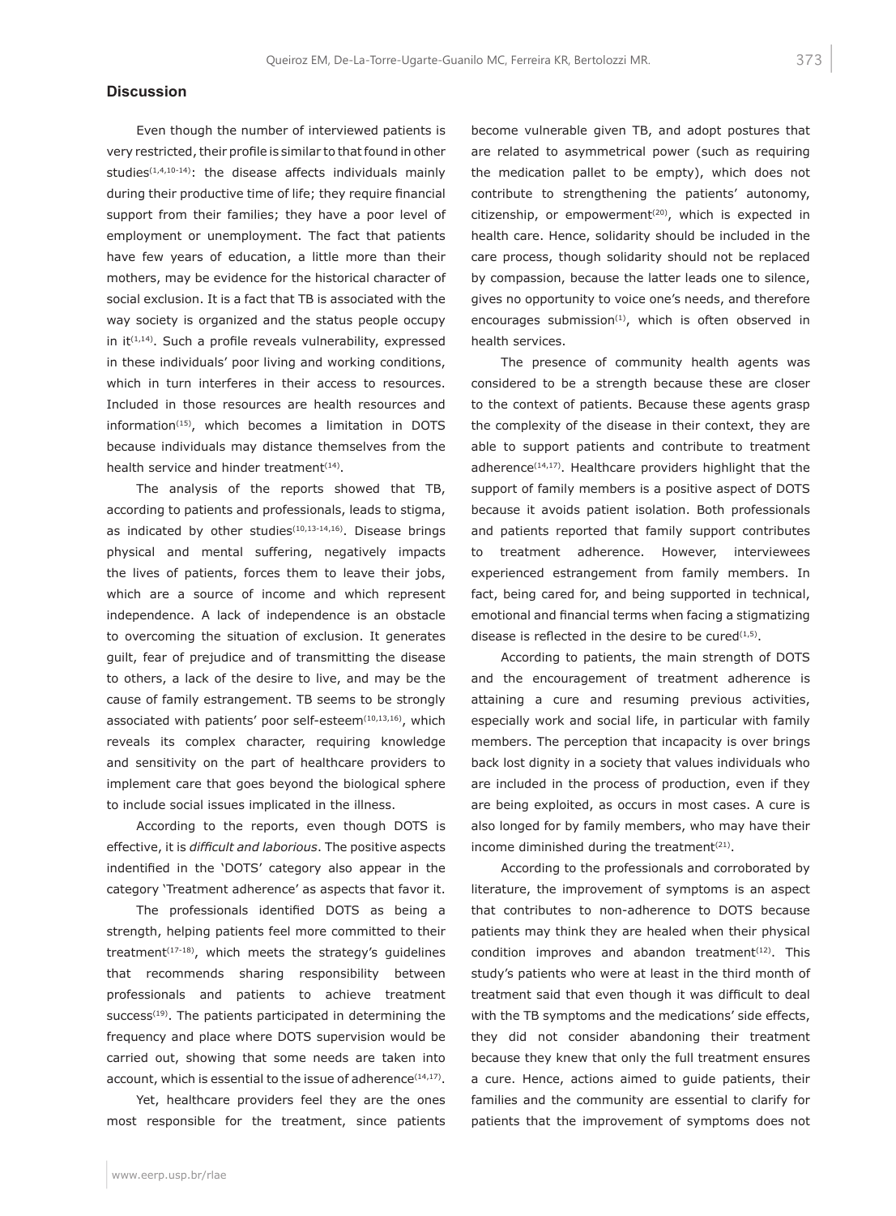## Discussion

Even though the number of interviewed patients is very restricted, their profile is similar to that found in other studies[1,4,10-14]: the disease affects individuals mainly during their productive time of life; they require financial support from their families; they have a poor level of employment or unemployment. The fact that patients have few years of education, a little more than their mothers, may be evidence for the historical character of social exclusion. It is a fact that TB is associated with the way society is organized and the status people occupy in it[1,14]. Such a profile reveals vulnerability, expressed in these individuals' poor living and working conditions, which in turn interferes in their access to resources. Included in those resources are health resources and information[15], which becomes a limitation in DOTS because individuals may distance themselves from the health service and hinder treatment[14].

The analysis of the reports showed that TB, according to patients and professionals, leads to stigma, as indicated by other studies[10,13-14,16]. Disease brings physical and mental suffering, negatively impacts the lives of patients, forces them to leave their jobs, which are a source of income and which represent independence. A lack of independence is an obstacle to overcoming the situation of exclusion. It generates guilt, fear of prejudice and of transmitting the disease to others, a lack of the desire to live, and may be the cause of family estrangement. TB seems to be strongly associated with patients' poor self-esteem[10,13,16], which reveals its complex character, requiring knowledge and sensitivity on the part of healthcare providers to implement care that goes beyond the biological sphere to include social issues implicated in the illness.

According to the reports, even though DOTS is effective, it is *difficult and laborious*. The positive aspects indentified in the 'DOTS' category also appear in the category 'Treatment adherence' as aspects that favor it.

The professionals identified DOTS as being a strength, helping patients feel more committed to their treatment[17-18], which meets the strategy's guidelines that recommends sharing responsibility between professionals and patients to achieve treatment success[19]. The patients participated in determining the frequency and place where DOTS supervision would be carried out, showing that some needs are taken into account, which is essential to the issue of adherence[14,17].

Yet, healthcare providers feel they are the ones most responsible for the treatment, since patients become vulnerable given TB, and adopt postures that are related to asymmetrical power (such as requiring the medication pallet to be empty), which does not contribute to strengthening the patients' autonomy, citizenship, or empowerment[20], which is expected in health care. Hence, solidarity should be included in the care process, though solidarity should not be replaced by compassion, because the latter leads one to silence, gives no opportunity to voice one's needs, and therefore encourages submission[1], which is often observed in health services.

The presence of community health agents was considered to be a strength because these are closer to the context of patients. Because these agents grasp the complexity of the disease in their context, they are able to support patients and contribute to treatment adherence[14,17]. Healthcare providers highlight that the support of family members is a positive aspect of DOTS because it avoids patient isolation. Both professionals and patients reported that family support contributes to treatment adherence. However, interviewees experienced estrangement from family members. In fact, being cared for, and being supported in technical, emotional and financial terms when facing a stigmatizing disease is reflected in the desire to be cured[1,5].

According to patients, the main strength of DOTS and the encouragement of treatment adherence is attaining a cure and resuming previous activities, especially work and social life, in particular with family members. The perception that incapacity is over brings back lost dignity in a society that values individuals who are included in the process of production, even if they are being exploited, as occurs in most cases. A cure is also longed for by family members, who may have their income diminished during the treatment[21].

According to the professionals and corroborated by literature, the improvement of symptoms is an aspect that contributes to non-adherence to DOTS because patients may think they are healed when their physical condition improves and abandon treatment[12]. This study's patients who were at least in the third month of treatment said that even though it was difficult to deal with the TB symptoms and the medications' side effects, they did not consider abandoning their treatment because they knew that only the full treatment ensures a cure. Hence, actions aimed to guide patients, their families and the community are essential to clarify for patients that the improvement of symptoms does not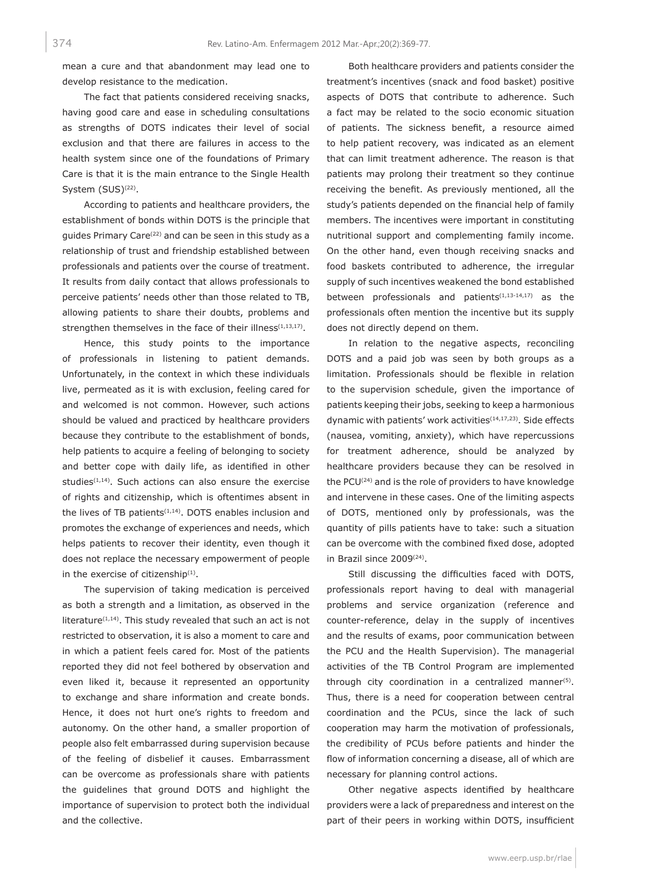mean a cure and that abandonment may lead one to develop resistance to the medication.

The fact that patients considered receiving snacks, having good care and ease in scheduling consultations as strengths of DOTS indicates their level of social exclusion and that there are failures in access to the health system since one of the foundations of Primary Care is that it is the main entrance to the Single Health System (SUS)[22].

According to patients and healthcare providers, the establishment of bonds within DOTS is the principle that guides Primary Care[22] and can be seen in this study as a relationship of trust and friendship established between professionals and patients over the course of treatment. It results from daily contact that allows professionals to perceive patients' needs other than those related to TB, allowing patients to share their doubts, problems and strengthen themselves in the face of their illness[1,13,17].

Hence, this study points to the importance of professionals in listening to patient demands. Unfortunately, in the context in which these individuals live, permeated as it is with exclusion, feeling cared for and welcomed is not common. However, such actions should be valued and practiced by healthcare providers because they contribute to the establishment of bonds, help patients to acquire a feeling of belonging to society and better cope with daily life, as identified in other studies[1,14]. Such actions can also ensure the exercise of rights and citizenship, which is oftentimes absent in the lives of TB patients[1,14]. DOTS enables inclusion and promotes the exchange of experiences and needs, which helps patients to recover their identity, even though it does not replace the necessary empowerment of people in the exercise of citizenship[1].

The supervision of taking medication is perceived as both a strength and a limitation, as observed in the literature[1,14]. This study revealed that such an act is not restricted to observation, it is also a moment to care and in which a patient feels cared for. Most of the patients reported they did not feel bothered by observation and even liked it, because it represented an opportunity to exchange and share information and create bonds. Hence, it does not hurt one's rights to freedom and autonomy. On the other hand, a smaller proportion of people also felt embarrassed during supervision because of the feeling of disbelief it causes. Embarrassment can be overcome as professionals share with patients the guidelines that ground DOTS and highlight the importance of supervision to protect both the individual and the collective.

Both healthcare providers and patients consider the treatment's incentives (snack and food basket) positive aspects of DOTS that contribute to adherence. Such a fact may be related to the socio economic situation of patients. The sickness benefit, a resource aimed to help patient recovery, was indicated as an element that can limit treatment adherence. The reason is that patients may prolong their treatment so they continue receiving the benefit. As previously mentioned, all the study's patients depended on the financial help of family members. The incentives were important in constituting nutritional support and complementing family income. On the other hand, even though receiving snacks and food baskets contributed to adherence, the irregular supply of such incentives weakened the bond established between professionals and patients[1,13-14,17] as the professionals often mention the incentive but its supply does not directly depend on them.

In relation to the negative aspects, reconciling DOTS and a paid job was seen by both groups as a limitation. Professionals should be flexible in relation to the supervision schedule, given the importance of patients keeping their jobs, seeking to keep a harmonious dynamic with patients' work activities[14,17,23]. Side effects (nausea, vomiting, anxiety), which have repercussions for treatment adherence, should be analyzed by healthcare providers because they can be resolved in the PCU[24] and is the role of providers to have knowledge and intervene in these cases. One of the limiting aspects of DOTS, mentioned only by professionals, was the quantity of pills patients have to take: such a situation can be overcome with the combined fixed dose, adopted in Brazil since 2009[24].

Still discussing the difficulties faced with DOTS, professionals report having to deal with managerial problems and service organization (reference and counter-reference, delay in the supply of incentives and the results of exams, poor communication between the PCU and the Health Supervision). The managerial activities of the TB Control Program are implemented through city coordination in a centralized manner[5]. Thus, there is a need for cooperation between central coordination and the PCUs, since the lack of such cooperation may harm the motivation of professionals, the credibility of PCUs before patients and hinder the flow of information concerning a disease, all of which are necessary for planning control actions.

Other negative aspects identified by healthcare providers were a lack of preparedness and interest on the part of their peers in working within DOTS, insufficient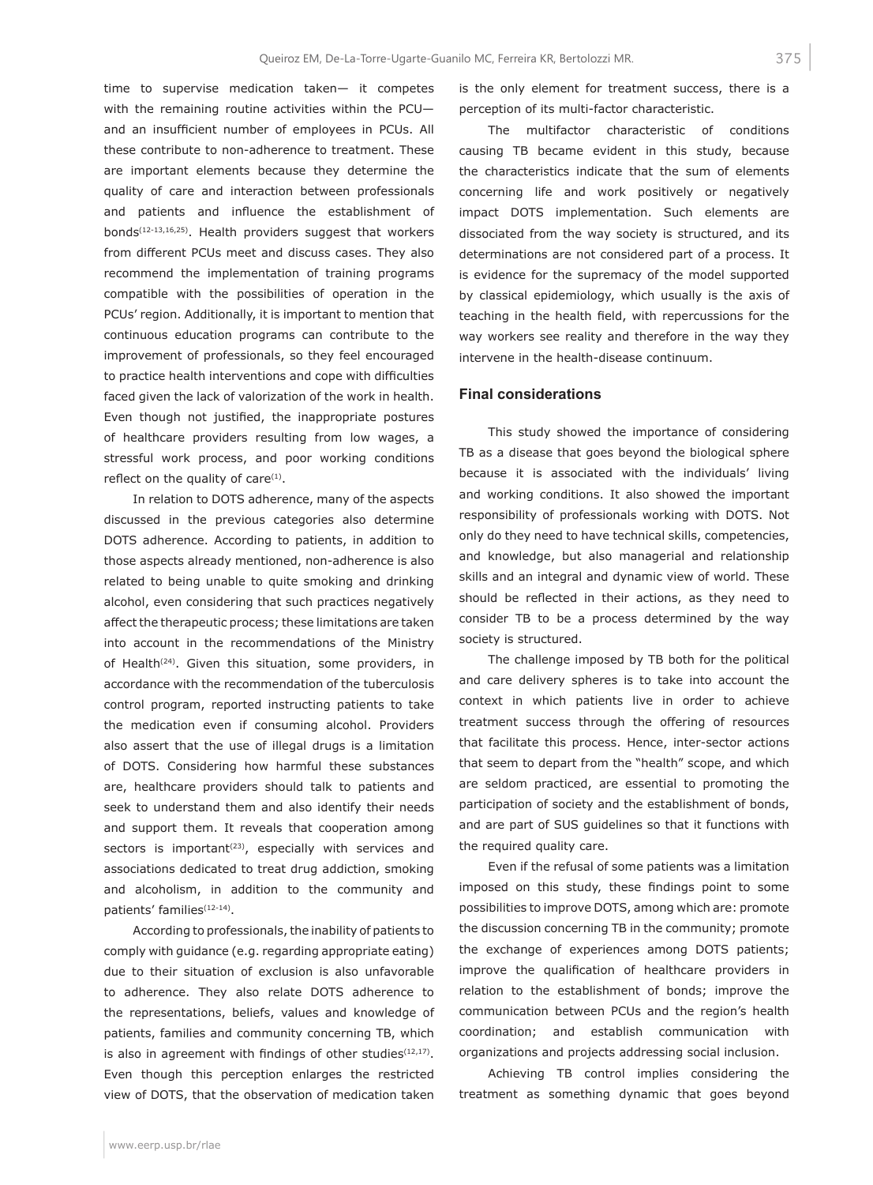time to supervise medication taken— it competes with the remaining routine activities within the PCU— and an insufficient number of employees in PCUs. All these contribute to non-adherence to treatment. These are important elements because they determine the quality of care and interaction between professionals and patients and influence the establishment of bonds[12-13,16,25]. Health providers suggest that workers from different PCUs meet and discuss cases. They also recommend the implementation of training programs compatible with the possibilities of operation in the PCUs' region. Additionally, it is important to mention that continuous education programs can contribute to the improvement of professionals, so they feel encouraged to practice health interventions and cope with difficulties faced given the lack of valorization of the work in health. Even though not justified, the inappropriate postures of healthcare providers resulting from low wages, a stressful work process, and poor working conditions reflect on the quality of care[1].

In relation to DOTS adherence, many of the aspects discussed in the previous categories also determine DOTS adherence. According to patients, in addition to those aspects already mentioned, non-adherence is also related to being unable to quite smoking and drinking alcohol, even considering that such practices negatively affect the therapeutic process; these limitations are taken into account in the recommendations of the Ministry of Health[24]. Given this situation, some providers, in accordance with the recommendation of the tuberculosis control program, reported instructing patients to take the medication even if consuming alcohol. Providers also assert that the use of illegal drugs is a limitation of DOTS. Considering how harmful these substances are, healthcare providers should talk to patients and seek to understand them and also identify their needs and support them. It reveals that cooperation among sectors is important[23], especially with services and associations dedicated to treat drug addiction, smoking and alcoholism, in addition to the community and patients' families[12-14].

According to professionals, the inability of patients to comply with guidance (e.g. regarding appropriate eating) due to their situation of exclusion is also unfavorable to adherence. They also relate DOTS adherence to the representations, beliefs, values and knowledge of patients, families and community concerning TB, which is also in agreement with findings of other studies[12,17]. Even though this perception enlarges the restricted view of DOTS, that the observation of medication taken is the only element for treatment success, there is a perception of its multi-factor characteristic.

The multifactor characteristic of conditions causing TB became evident in this study, because the characteristics indicate that the sum of elements concerning life and work positively or negatively impact DOTS implementation. Such elements are dissociated from the way society is structured, and its determinations are not considered part of a process. It is evidence for the supremacy of the model supported by classical epidemiology, which usually is the axis of teaching in the health field, with repercussions for the way workers see reality and therefore in the way they intervene in the health-disease continuum.

## Final considerations

This study showed the importance of considering TB as a disease that goes beyond the biological sphere because it is associated with the individuals' living and working conditions. It also showed the important responsibility of professionals working with DOTS. Not only do they need to have technical skills, competencies, and knowledge, but also managerial and relationship skills and an integral and dynamic view of world. These should be reflected in their actions, as they need to consider TB to be a process determined by the way society is structured.

The challenge imposed by TB both for the political and care delivery spheres is to take into account the context in which patients live in order to achieve treatment success through the offering of resources that facilitate this process. Hence, inter-sector actions that seem to depart from the "health" scope, and which are seldom practiced, are essential to promoting the participation of society and the establishment of bonds, and are part of SUS guidelines so that it functions with the required quality care.

Even if the refusal of some patients was a limitation imposed on this study, these findings point to some possibilities to improve DOTS, among which are: promote the discussion concerning TB in the community; promote the exchange of experiences among DOTS patients; improve the qualification of healthcare providers in relation to the establishment of bonds; improve the communication between PCUs and the region's health coordination; and establish communication with organizations and projects addressing social inclusion.

Achieving TB control implies considering the treatment as something dynamic that goes beyond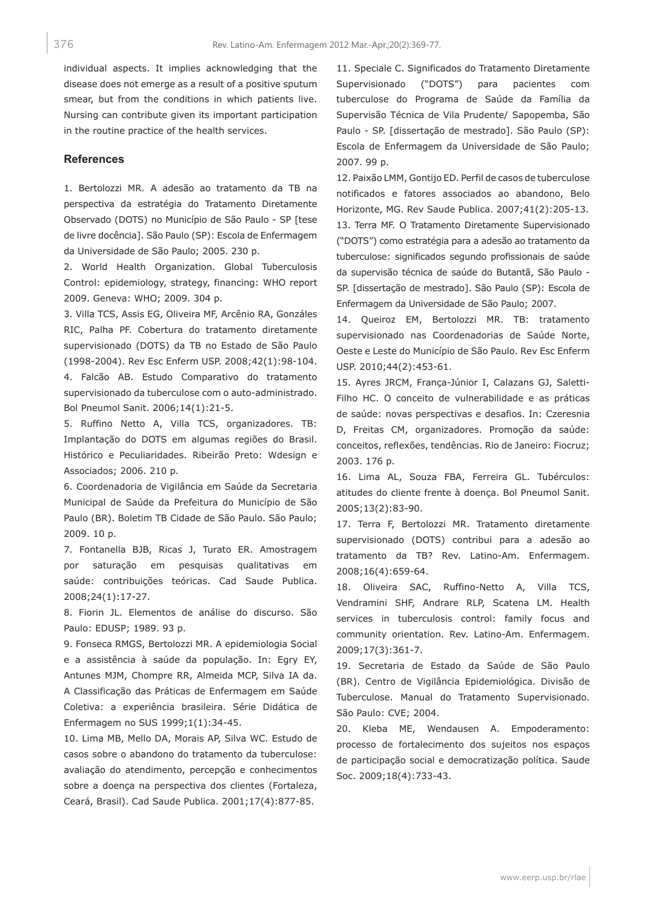individual aspects. It implies acknowledging that the disease does not emerge as a result of a positive sputum smear, but from the conditions in which patients live. Nursing can contribute given its important participation in the routine practice of the health services.

## References

1. Bertolozzi MR. A adesão ao tratamento da TB na perspectiva da estratégia do Tratamento Diretamente Observado (DOTS) no Município de São Paulo - SP [tese de livre docência]. São Paulo (SP): Escola de Enfermagem da Universidade de São Paulo; 2005. 230 p.

2. World Health Organization. Global Tuberculosis Control: epidemiology, strategy, financing: WHO report 2009. Geneva: WHO; 2009. 304 p.

3. Villa TCS, Assis EG, Oliveira MF, Arcênio RA, Gonzáles RIC, Palha PF. Cobertura do tratamento diretamente supervisionado (DOTS) da TB no Estado de São Paulo (1998-2004). Rev Esc Enferm USP. 2008;42(1):98-104.

4. Falcão AB. Estudo Comparativo do tratamento supervisionado da tuberculose com o auto-administrado. Bol Pneumol Sanit. 2006;14(1):21-5.

5. Ruffino Netto A, Villa TCS, organizadores. TB: Implantação do DOTS em algumas regiões do Brasil. Histórico e Peculiaridades. Ribeirão Preto: Wdesign e Associados; 2006. 210 p.

6. Coordenadoria de Vigilância em Saúde da Secretaria Municipal de Saúde da Prefeitura do Município de São Paulo (BR). Boletim TB Cidade de São Paulo. São Paulo; 2009. 10 p.

7. Fontanella BJB, Ricas J, Turato ER. Amostragem por saturação em pesquisas qualitativas em saúde: contribuições teóricas. Cad Saude Publica. 2008;24(1):17-27.

8. Fiorin JL. Elementos de análise do discurso. São Paulo: EDUSP; 1989. 93 p.

9. Fonseca RMGS, Bertolozzi MR. A epidemiologia Social e a assistência à saúde da população. In: Egry EY, Antunes MJM, Chompre RR, Almeida MCP, Silva IA da. A Classificação das Práticas de Enfermagem em Saúde Coletiva: a experiência brasileira. Série Didática de Enfermagem no SUS 1999;1(1):34-45.

10. Lima MB, Mello DA, Morais AP, Silva WC. Estudo de casos sobre o abandono do tratamento da tuberculose: avaliação do atendimento, percepção e conhecimentos sobre a doença na perspectiva dos clientes (Fortaleza, Ceará, Brasil). Cad Saude Publica. 2001;17(4):877-85.

11. Speciale C. Significados do Tratamento Diretamente Supervisionado ("DOTS") para pacientes com tuberculose do Programa de Saúde da Família da Supervisão Técnica de Vila Prudente/ Sapopemba, São Paulo - SP. [dissertação de mestrado]. São Paulo (SP): Escola de Enfermagem da Universidade de São Paulo; 2007. 99 p.

12. Paixão LMM, Gontijo ED. Perfil de casos de tuberculose notificados e fatores associados ao abandono, Belo Horizonte, MG. Rev Saude Publica. 2007;41(2):205-13.

13. Terra MF. O Tratamento Diretamente Supervisionado ("DOTS") como estratégia para a adesão ao tratamento da tuberculose: significados segundo profissionais de saúde da supervisão técnica de saúde do Butantã, São Paulo - SP. [dissertação de mestrado]. São Paulo (SP): Escola de Enfermagem da Universidade de São Paulo; 2007.

14. Queiroz EM, Bertolozzi MR. TB: tratamento supervisionado nas Coordenadorias de Saúde Norte, Oeste e Leste do Município de São Paulo. Rev Esc Enferm USP. 2010;44(2):453-61.

15. Ayres JRCM, França-Júnior I, Calazans GJ, Saletti-Filho HC. O conceito de vulnerabilidade e as práticas de saúde: novas perspectivas e desafios. In: Czeresnia D, Freitas CM, organizadores. Promoção da saúde: conceitos, reflexões, tendências. Rio de Janeiro: Fiocruz; 2003. 176 p.

16. Lima AL, Souza FBA, Ferreira GL. Tubérculos: atitudes do cliente frente à doença. Bol Pneumol Sanit. 2005;13(2):83-90.

17. Terra F, Bertolozzi MR. Tratamento diretamente supervisionado (DOTS) contribui para a adesão ao tratamento da TB? Rev. Latino-Am. Enfermagem. 2008;16(4):659-64.

18. Oliveira SAC, Ruffino-Netto A, Villa TCS, Vendramini SHF, Andrare RLP, Scatena LM. Health services in tuberculosis control: family focus and community orientation. Rev. Latino-Am. Enfermagem. 2009;17(3):361-7.

19. Secretaria de Estado da Saúde de São Paulo (BR). Centro de Vigilância Epidemiológica. Divisão de Tuberculose. Manual do Tratamento Supervisionado. São Paulo: CVE; 2004.

20. Kleba ME, Wendausen A. Empoderamento: processo de fortalecimento dos sujeitos nos espaços de participação social e democratização política. Saude Soc. 2009;18(4):733-43.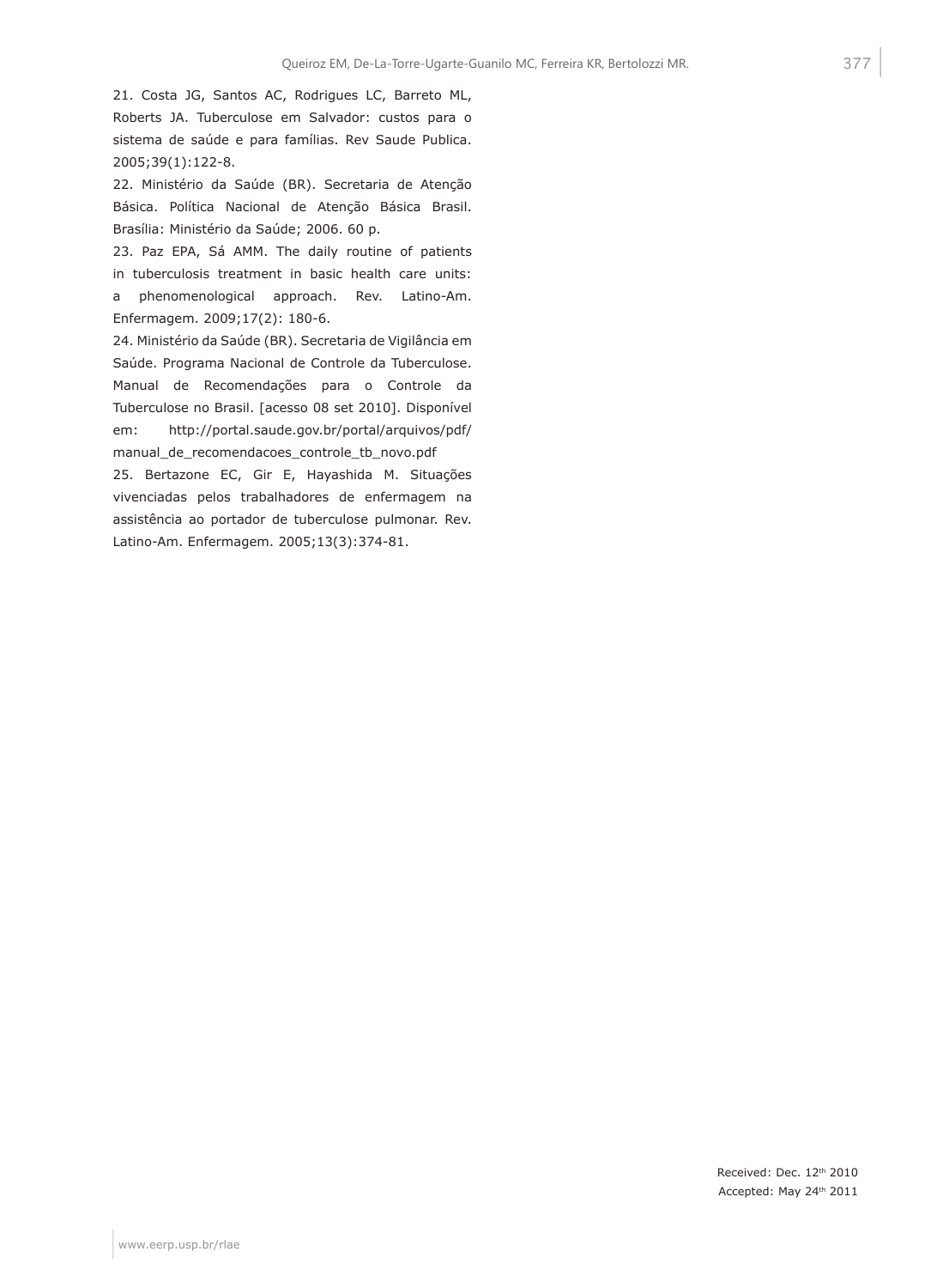21. Costa JG, Santos AC, Rodrigues LC, Barreto ML, Roberts JA. Tuberculose em Salvador: custos para o sistema de saúde e para famílias. Rev Saude Publica. 2005;39(1):122-8.

22. Ministério da Saúde (BR). Secretaria de Atenção Básica. Política Nacional de Atenção Básica Brasil. Brasília: Ministério da Saúde; 2006. 60 p.

23. Paz EPA, Sá AMM. The daily routine of patients in tuberculosis treatment in basic health care units: a phenomenological approach. Rev. Latino-Am. Enfermagem. 2009;17(2): 180-6.

24. Ministério da Saúde (BR). Secretaria de Vigilância em Saúde. Programa Nacional de Controle da Tuberculose. Manual de Recomendações para o Controle da Tuberculose no Brasil. [acesso 08 set 2010]. Disponível em: http://portal.saude.gov.br/portal/arquivos/pdf/manual_de_recomendacoes_controle_tb_novo.pdf

25. Bertazone EC, Gir E, Hayashida M. Situações vivenciadas pelos trabalhadores de enfermagem na assistência ao portador de tuberculose pulmonar. Rev. Latino-Am. Enfermagem. 2005;13(3):374-81.

Received: Dec. 12th 2010
Accepted: May 24th 2011